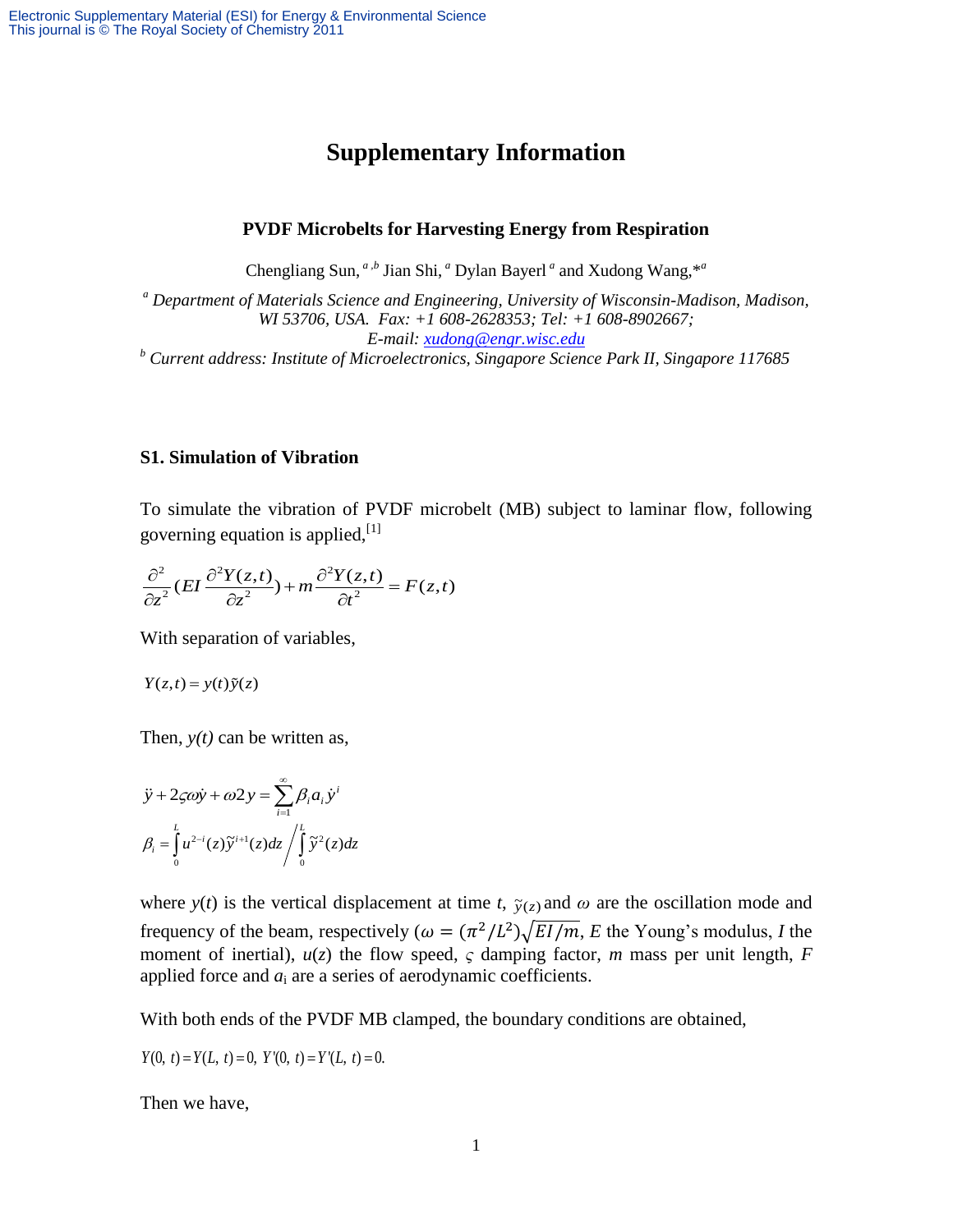# Supplementary Information

### PVDF Microbelts for Harvesting Energy from Respiration

Chengliang Sun, [a,b] Jian Shi, [a] Dylan Bayerl [a] and Xudong Wang,*[a]

[a] *Department of Materials Science and Engineering, University of Wisconsin-Madison, Madison, WI 53706, USA. Fax: +1 608-2628353; Tel: +1 608-8902667; E-mail: xudong@engr.wisc.edu*

[b] *Current address: Institute of Microelectronics, Singapore Science Park II, Singapore 117685*

## S1. Simulation of Vibration

To simulate the vibration of PVDF microbelt (MB) subject to laminar flow, following governing equation is applied,[1]

$$\frac{\partial^2}{\partial z^2}\left(EI\frac{\partial^2 Y(z,t)}{\partial z^2}\right) + m\frac{\partial^2 Y(z,t)}{\partial t^2} = F(z,t)$$

With separation of variables,

$$Y(z,t) = y(t)\tilde{y}(z)$$

Then, *y(t)* can be written as,

$$\ddot{y} + 2\varsigma\omega\dot{y} + \omega 2y = \sum_{i=1}^{\infty}\beta_i a_i \dot{y}^i$$

$$\beta_i = \int_0^L u^{2-i}(z)\tilde{y}^{i+1}(z)dz \Big/ \int_0^L \tilde{y}^2(z)dz$$

where $y(t)$ is the vertical displacement at time $t$, $\tilde{y}(z)$ and $\omega$ are the oscillation mode and frequency of the beam, respectively ($\omega = (\pi^2/L^2)\sqrt{EI/m}$, $E$ the Young's modulus, $I$ the moment of inertial), $u(z)$ the flow speed, $\varsigma$ damping factor, $m$ mass per unit length, $F$ applied force and $a_i$ are a series of aerodynamic coefficients.

With both ends of the PVDF MB clamped, the boundary conditions are obtained,

$$Y(0,\ t) = Y(L,\ t) = 0,\ Y'(0,\ t) = Y'(L,\ t) = 0.$$

Then we have,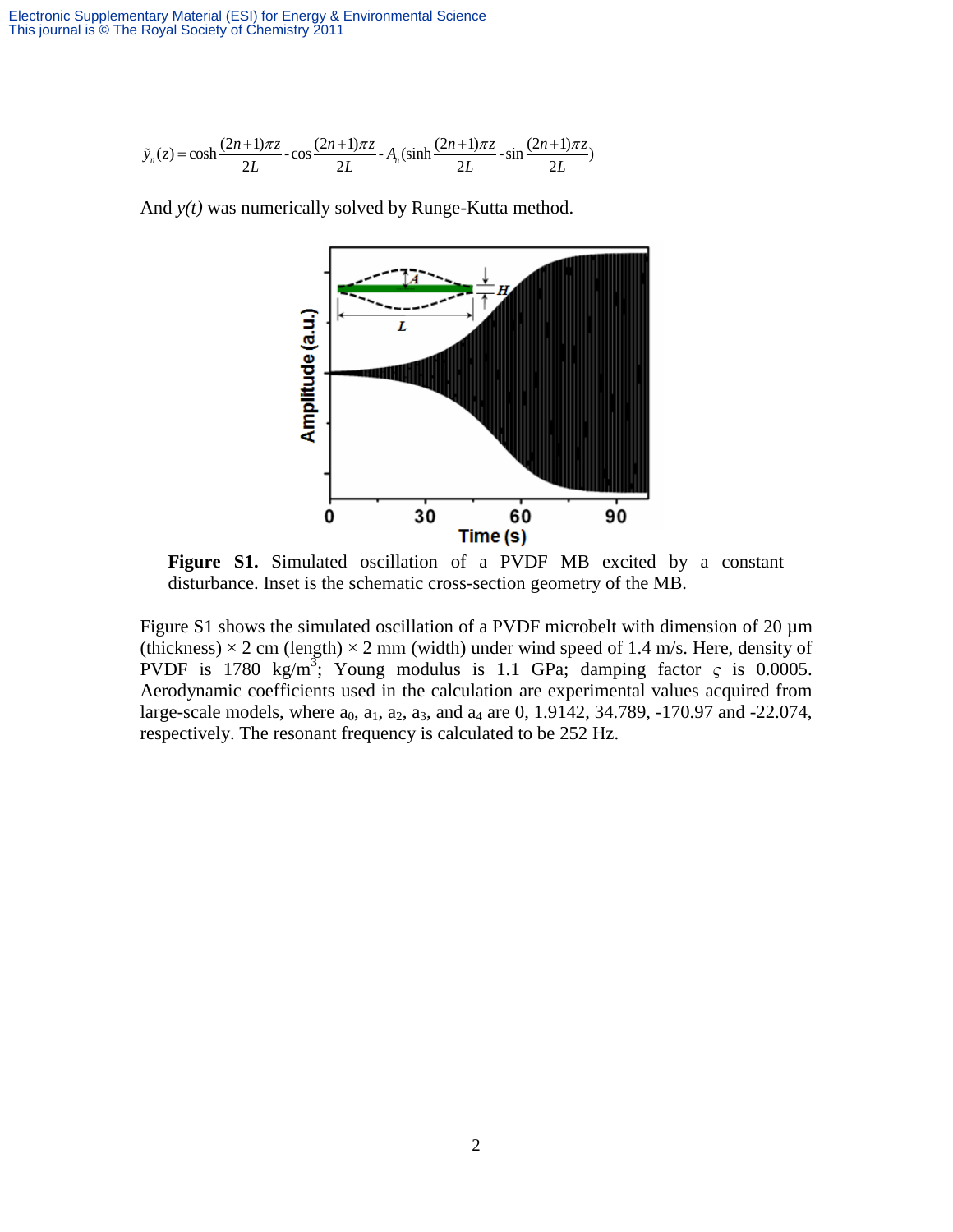$$\tilde{y}_n(z) = \cosh\frac{(2n+1)\pi z}{2L} - \cos\frac{(2n+1)\pi z}{2L} - A_n(\sinh\frac{(2n+1)\pi z}{2L} - \sin\frac{(2n+1)\pi z}{2L})$$

And $y(t)$ was numerically solved by Runge-Kutta method.

**Figure S1.** Simulated oscillation of a PVDF MB excited by a constant disturbance. Inset is the schematic cross-section geometry of the MB.

Figure S1 shows the simulated oscillation of a PVDF microbelt with dimension of 20 μm (thickness) × 2 cm (length) × 2 mm (width) under wind speed of 1.4 m/s. Here, density of PVDF is 1780 kg/m$^3$; Young modulus is 1.1 GPa; damping factor $\varsigma$ is 0.0005. Aerodynamic coefficients used in the calculation are experimental values acquired from large-scale models, where $a_0$, $a_1$, $a_2$, $a_3$, and $a_4$ are 0, 1.9142, 34.789, -170.97 and -22.074, respectively. The resonant frequency is calculated to be 252 Hz.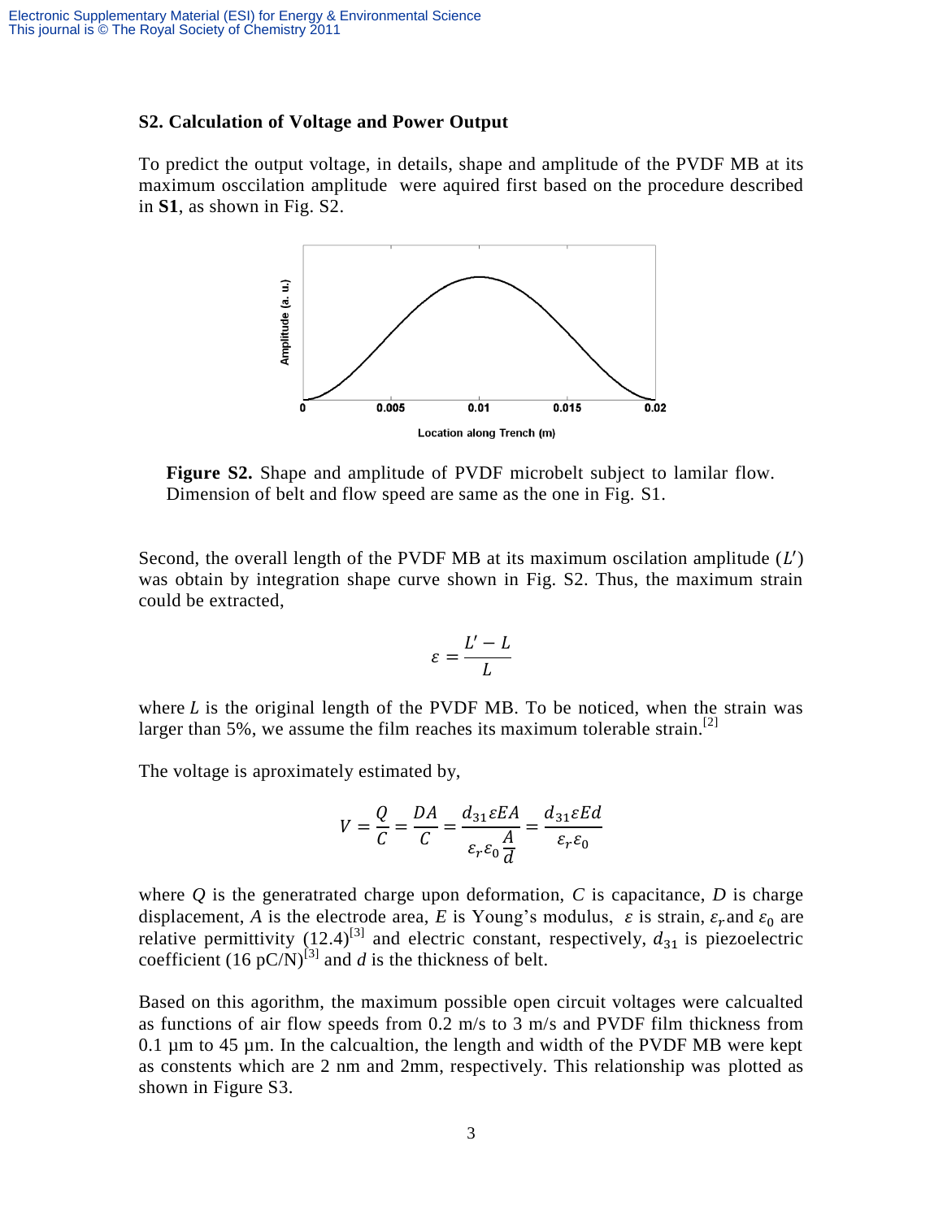## S2. Calculation of Voltage and Power Output

To predict the output voltage, in details, shape and amplitude of the PVDF MB at its maximum osccilation amplitude were aquired first based on the procedure described in **S1**, as shown in Fig. S2.

**Figure S2.** Shape and amplitude of PVDF microbelt subject to lamilar flow. Dimension of belt and flow speed are same as the one in Fig. S1.

Second, the overall length of the PVDF MB at its maximum oscilation amplitude ($L'$) was obtain by integration shape curve shown in Fig. S2. Thus, the maximum strain could be extracted,

$$\varepsilon = \frac{L' - L}{L}$$

where $L$ is the original length of the PVDF MB. To be noticed, when the strain was larger than 5%, we assume the film reaches its maximum tolerable strain.[2]

The voltage is aproximately estimated by,

$$V = \frac{Q}{C} = \frac{DA}{C} = \frac{d_{31}\varepsilon EA}{\varepsilon_r \varepsilon_0 \dfrac{A}{d}} = \frac{d_{31}\varepsilon Ed}{\varepsilon_r \varepsilon_0}$$

where $Q$ is the generatrated charge upon deformation, $C$ is capacitance, $D$ is charge displacement, $A$ is the electrode area, $E$ is Young's modulus, $\varepsilon$ is strain, $\varepsilon_r$ and $\varepsilon_0$ are relative permittivity (12.4)[3] and electric constant, respectively, $d_{31}$ is piezoelectric coefficient (16 pC/N)[3] and $d$ is the thickness of belt.

Based on this agorithm, the maximum possible open circuit voltages were calcualted as functions of air flow speeds from 0.2 m/s to 3 m/s and PVDF film thickness from 0.1 µm to 45 µm. In the calcualtion, the length and width of the PVDF MB were kept as constents which are 2 nm and 2mm, respectively. This relationship was plotted as shown in Figure S3.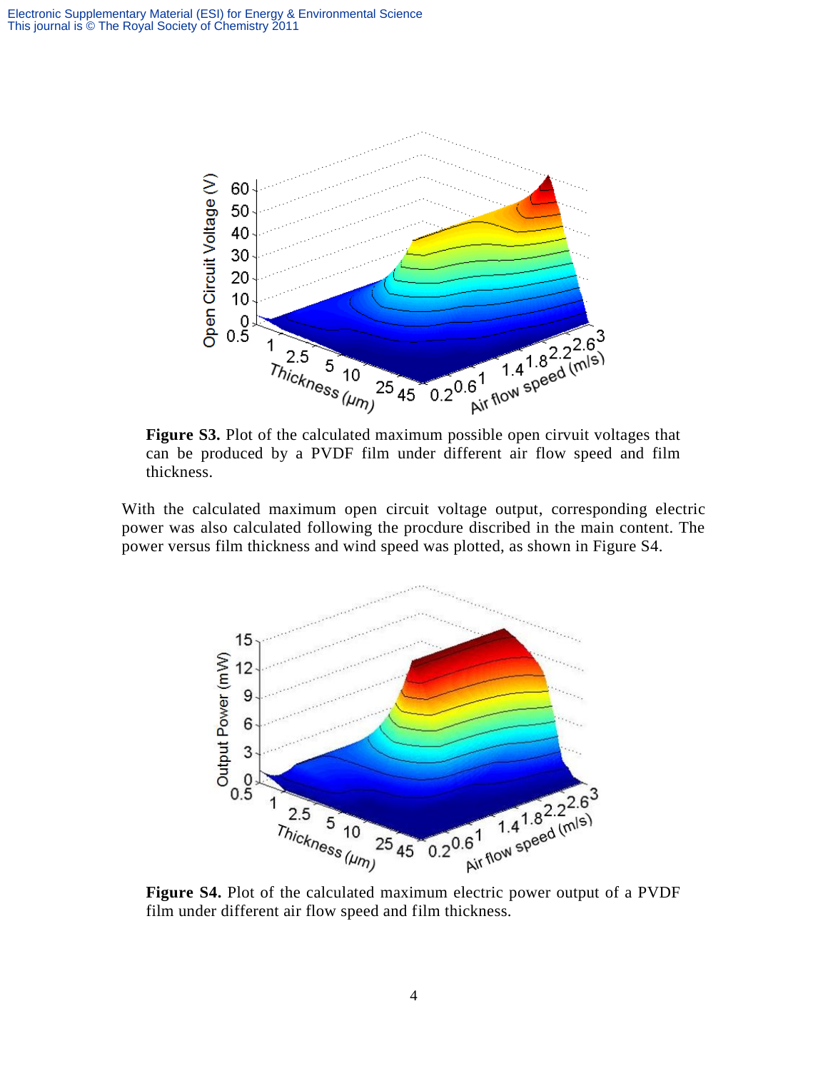**Figure S3.** Plot of the calculated maximum possible open cirvuit voltages that can be produced by a PVDF film under different air flow speed and film thickness.

With the calculated maximum open circuit voltage output, corresponding electric power was also calculated following the procdure discribed in the main content. The power versus film thickness and wind speed was plotted, as shown in Figure S4.

**Figure S4.** Plot of the calculated maximum electric power output of a PVDF film under different air flow speed and film thickness.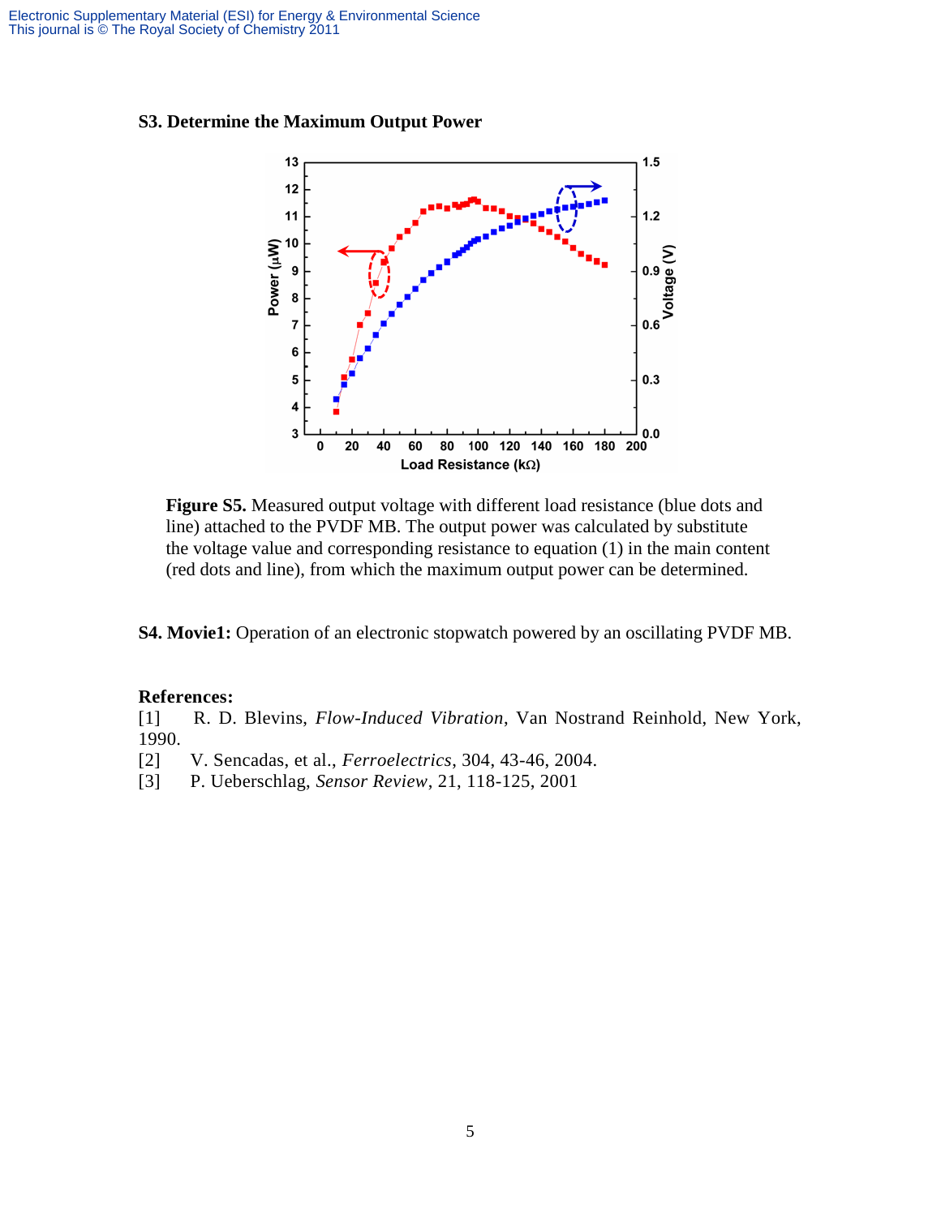### S3. Determine the Maximum Output Power

Power (μW)

13
12
11
10
9
8
7
6
5
4
3

Voltage (V)

1.5
1.2
0.9
0.6
0.3
0.0

0 20 40 60 80 100 120 140 160 180 200

Load Resistance (kΩ)

**Figure S5.** Measured output voltage with different load resistance (blue dots and line) attached to the PVDF MB. The output power was calculated by substitute the voltage value and corresponding resistance to equation (1) in the main content (red dots and line), from which the maximum output power can be determined.

**S4. Movie1:** Operation of an electronic stopwatch powered by an oscillating PVDF MB.

**References:**

[1] R. D. Blevins, *Flow-Induced Vibration*, Van Nostrand Reinhold, New York, 1990.

[2] V. Sencadas, et al., *Ferroelectrics*, 304, 43-46, 2004.

[3] P. Ueberschlag, *Sensor Review*, 21, 118-125, 2001